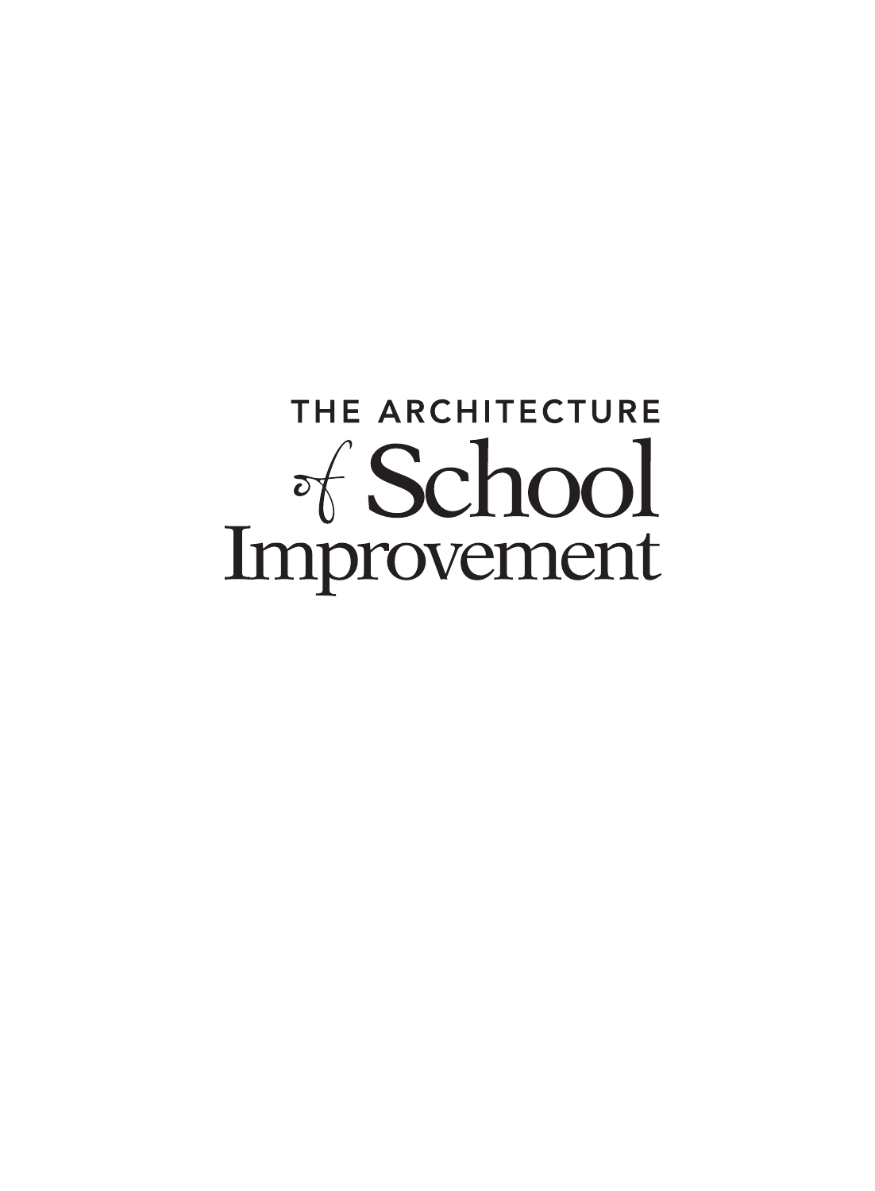# THE ARCHITECTURE of School Improvement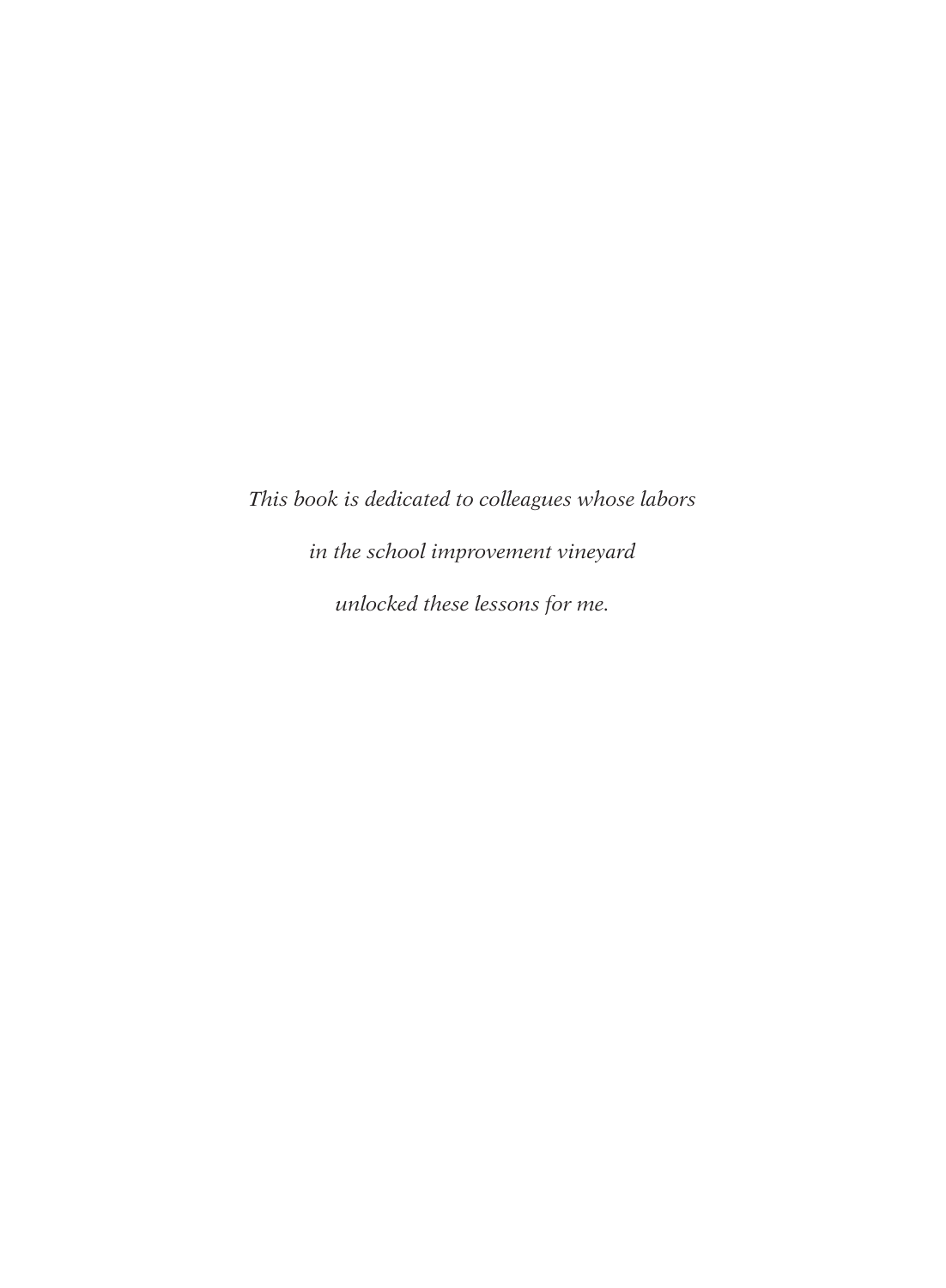*This book is dedicated to colleagues whose labors*

*in the school improvement vineyard*

*unlocked these lessons for me.*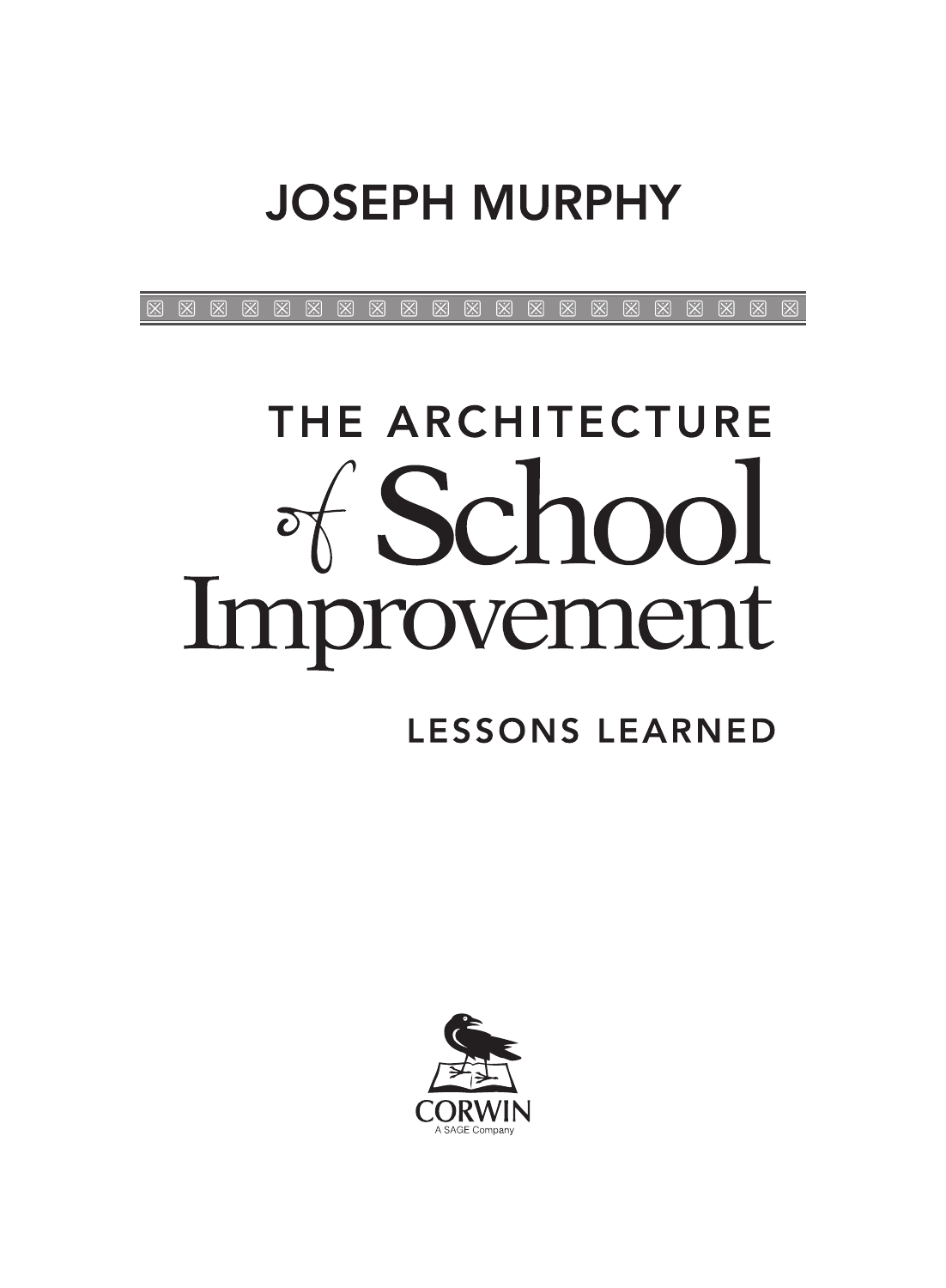JOSEPH MURPHY

# THE ARCHITECTURE of School Improvement

## LESSONS LEARNED

CORWIN

A SAGE Company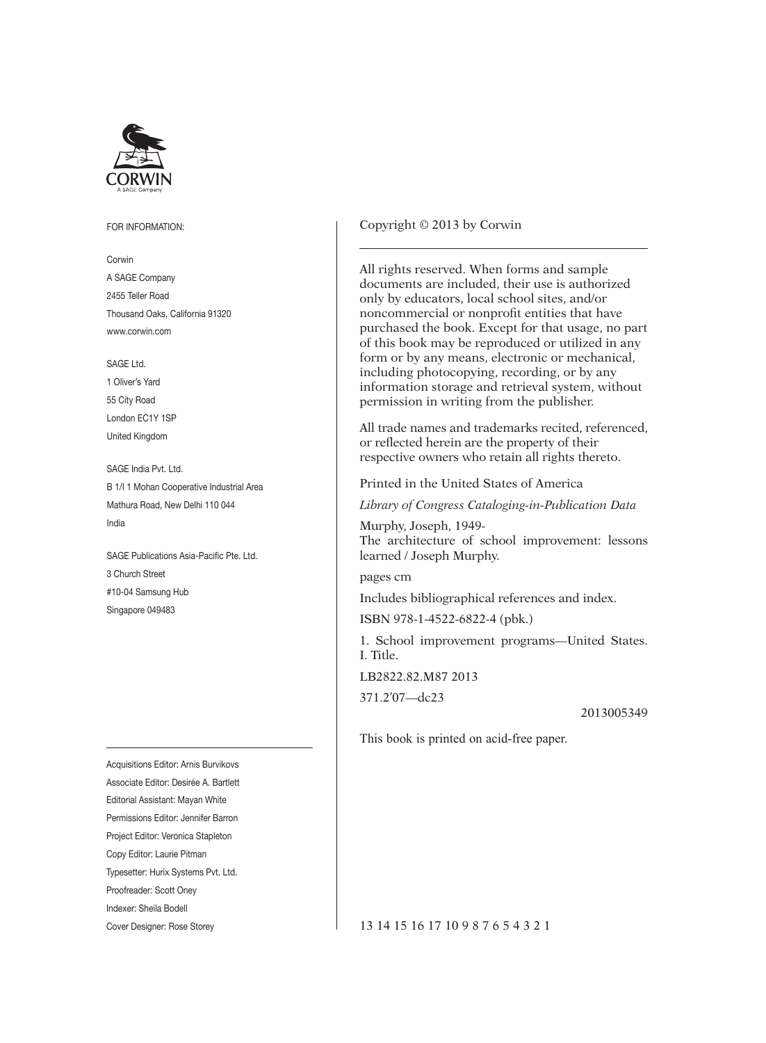CORWIN
A SAGE Company

FOR INFORMATION:

Corwin
A SAGE Company
2455 Teller Road
Thousand Oaks, California 91320
www.corwin.com

SAGE Ltd.
1 Oliver's Yard
55 City Road
London EC1Y 1SP
United Kingdom

SAGE India Pvt. Ltd.
B 1/I 1 Mohan Cooperative Industrial Area
Mathura Road, New Delhi 110 044
India

SAGE Publications Asia-Pacific Pte. Ltd.
3 Church Street
#10-04 Samsung Hub
Singapore 049483

Acquisitions Editor: Arnis Burvikovs
Associate Editor: Desirée A. Bartlett
Editorial Assistant: Mayan White
Permissions Editor: Jennifer Barron
Project Editor: Veronica Stapleton
Copy Editor: Laurie Pitman
Typesetter: Hurix Systems Pvt. Ltd.
Proofreader: Scott Oney
Indexer: Sheila Bodell
Cover Designer: Rose Storey

Copyright © 2013 by Corwin

All rights reserved. When forms and sample documents are included, their use is authorized only by educators, local school sites, and/or noncommercial or nonprofit entities that have purchased the book. Except for that usage, no part of this book may be reproduced or utilized in any form or by any means, electronic or mechanical, including photocopying, recording, or by any information storage and retrieval system, without permission in writing from the publisher.

All trade names and trademarks recited, referenced, or reflected herein are the property of their respective owners who retain all rights thereto.

Printed in the United States of America

*Library of Congress Cataloging-in-Publication Data*

Murphy, Joseph, 1949-
The architecture of school improvement: lessons learned / Joseph Murphy.

pages cm

Includes bibliographical references and index.

ISBN 978-1-4522-6822-4 (pbk.)

1. School improvement programs—United States. I. Title.

LB2822.82.M87 2013

371.2'07—dc23

2013005349

This book is printed on acid-free paper.

13 14 15 16 17 10 9 8 7 6 5 4 3 2 1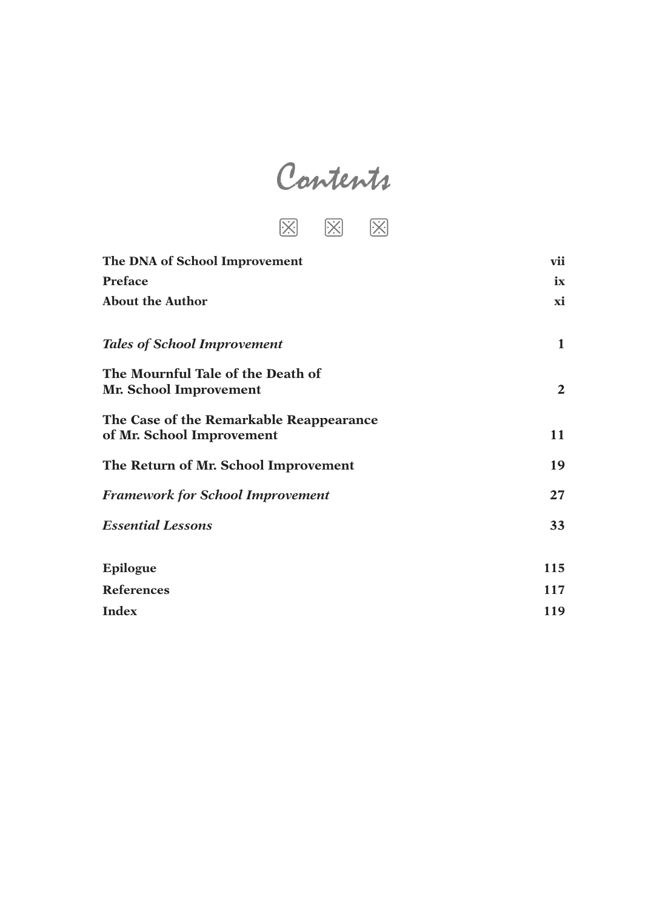# Contents

| | |
|---|---|
| **The DNA of School Improvement** | **vii** |
| **Preface** | **ix** |
| **About the Author** | **xi** |
| ***Tales of School Improvement*** | **1** |
| **The Mournful Tale of the Death of Mr. School Improvement** | **2** |
| **The Case of the Remarkable Reappearance of Mr. School Improvement** | **11** |
| **The Return of Mr. School Improvement** | **19** |
| ***Framework for School Improvement*** | **27** |
| ***Essential Lessons*** | **33** |
| **Epilogue** | **115** |
| **References** | **117** |
| **Index** | **119** |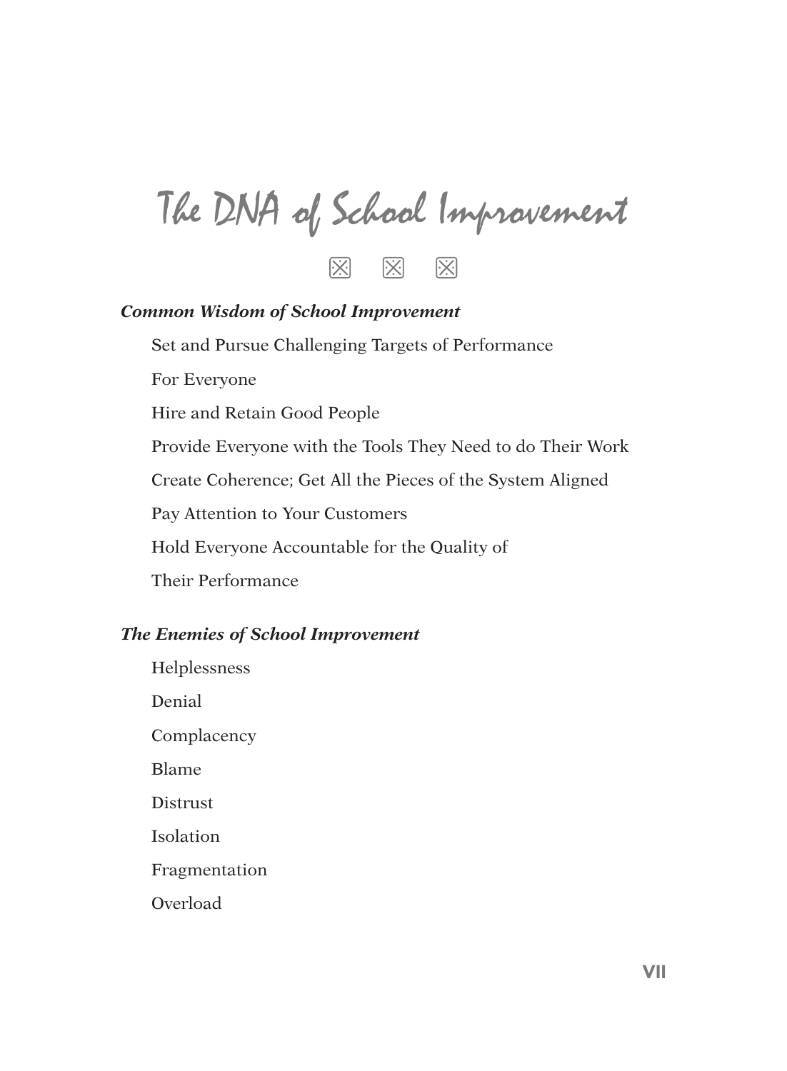# The DNA of School Improvement

### *Common Wisdom of School Improvement*

Set and Pursue Challenging Targets of Performance

For Everyone

Hire and Retain Good People

Provide Everyone with the Tools They Need to do Their Work

Create Coherence; Get All the Pieces of the System Aligned

Pay Attention to Your Customers

Hold Everyone Accountable for the Quality of

Their Performance

### *The Enemies of School Improvement*

Helplessness

Denial

Complacency

Blame

Distrust

Isolation

Fragmentation

Overload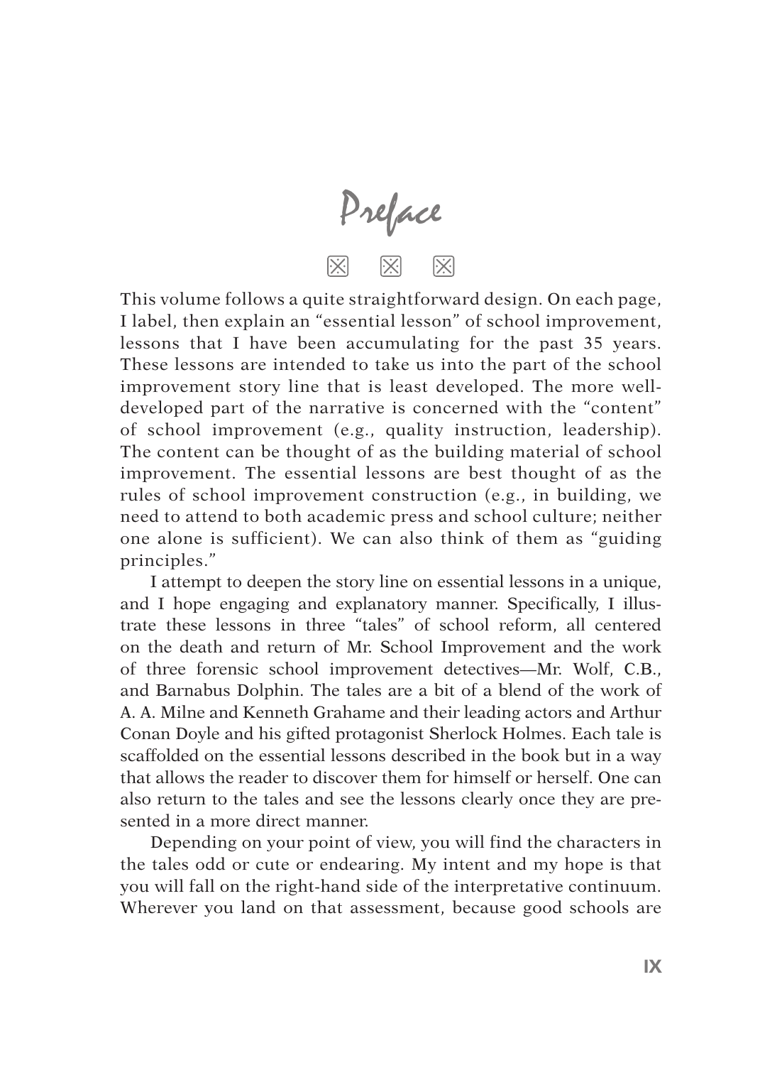# Preface

This volume follows a quite straightforward design. On each page, I label, then explain an "essential lesson" of school improvement, lessons that I have been accumulating for the past 35 years. These lessons are intended to take us into the part of the school improvement story line that is least developed. The more well-developed part of the narrative is concerned with the "content" of school improvement (e.g., quality instruction, leadership). The content can be thought of as the building material of school improvement. The essential lessons are best thought of as the rules of school improvement construction (e.g., in building, we need to attend to both academic press and school culture; neither one alone is sufficient). We can also think of them as "guiding principles."

I attempt to deepen the story line on essential lessons in a unique, and I hope engaging and explanatory manner. Specifically, I illustrate these lessons in three "tales" of school reform, all centered on the death and return of Mr. School Improvement and the work of three forensic school improvement detectives—Mr. Wolf, C.B., and Barnabus Dolphin. The tales are a bit of a blend of the work of A. A. Milne and Kenneth Grahame and their leading actors and Arthur Conan Doyle and his gifted protagonist Sherlock Holmes. Each tale is scaffolded on the essential lessons described in the book but in a way that allows the reader to discover them for himself or herself. One can also return to the tales and see the lessons clearly once they are presented in a more direct manner.

Depending on your point of view, you will find the characters in the tales odd or cute or endearing. My intent and my hope is that you will fall on the right-hand side of the interpretative continuum. Wherever you land on that assessment, because good schools are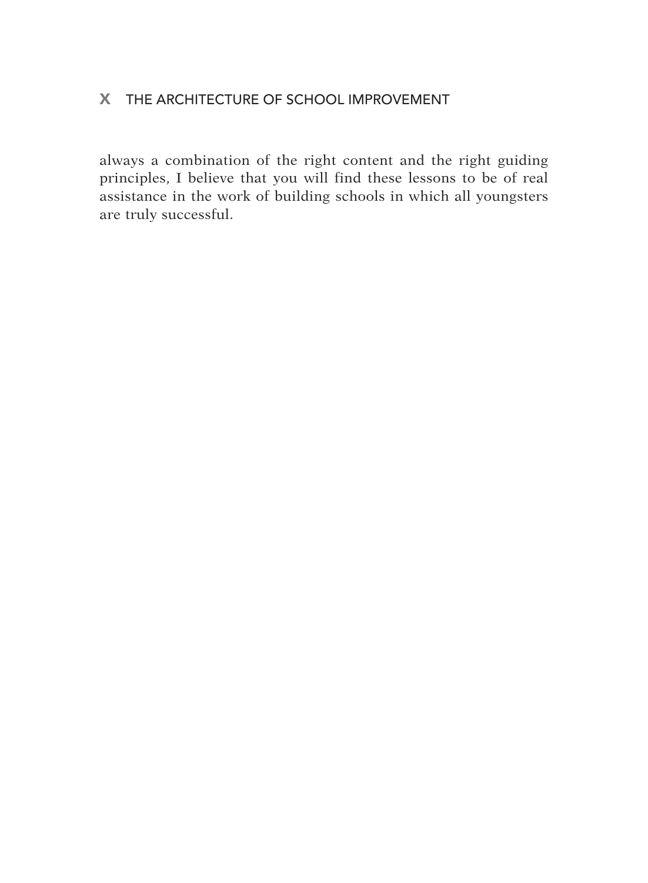always a combination of the right content and the right guiding principles, I believe that you will find these lessons to be of real assistance in the work of building schools in which all youngsters are truly successful.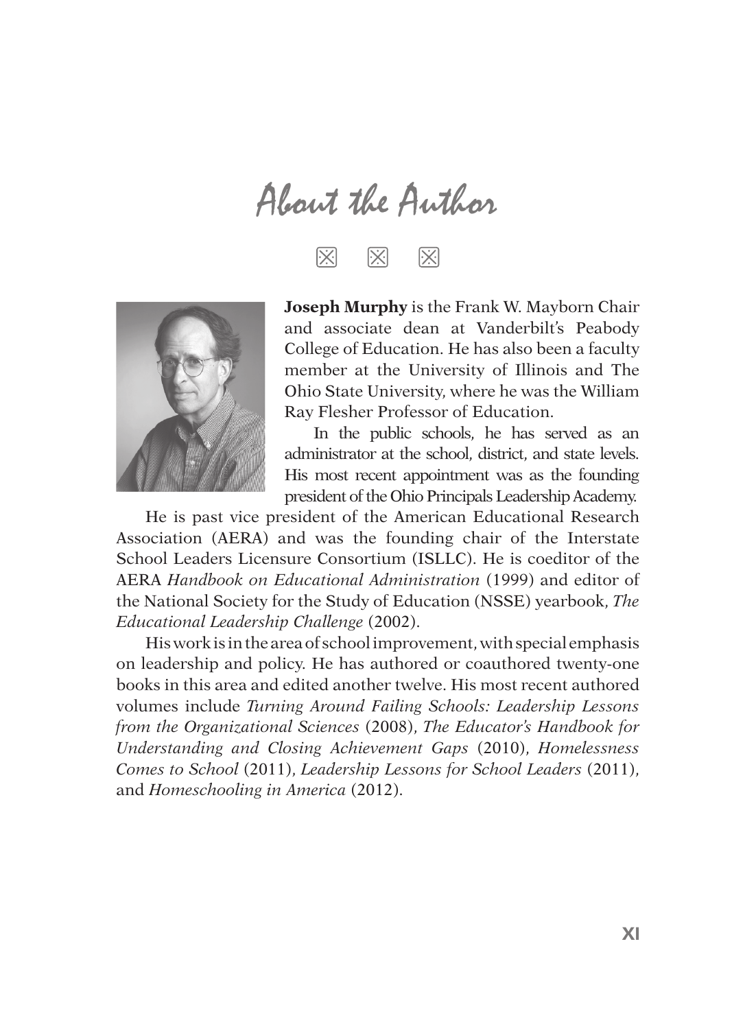# About the Author

**Joseph Murphy** is the Frank W. Mayborn Chair and associate dean at Vanderbilt's Peabody College of Education. He has also been a faculty member at the University of Illinois and The Ohio State University, where he was the William Ray Flesher Professor of Education.

In the public schools, he has served as an administrator at the school, district, and state levels. His most recent appointment was as the founding president of the Ohio Principals Leadership Academy.

He is past vice president of the American Educational Research Association (AERA) and was the founding chair of the Interstate School Leaders Licensure Consortium (ISLLC). He is coeditor of the AERA *Handbook on Educational Administration* (1999) and editor of the National Society for the Study of Education (NSSE) yearbook, *The Educational Leadership Challenge* (2002).

His work is in the area of school improvement, with special emphasis on leadership and policy. He has authored or coauthored twenty-one books in this area and edited another twelve. His most recent authored volumes include *Turning Around Failing Schools: Leadership Lessons from the Organizational Sciences* (2008), *The Educator's Handbook for Understanding and Closing Achievement Gaps* (2010), *Homelessness Comes to School* (2011), *Leadership Lessons for School Leaders* (2011), and *Homeschooling in America* (2012).